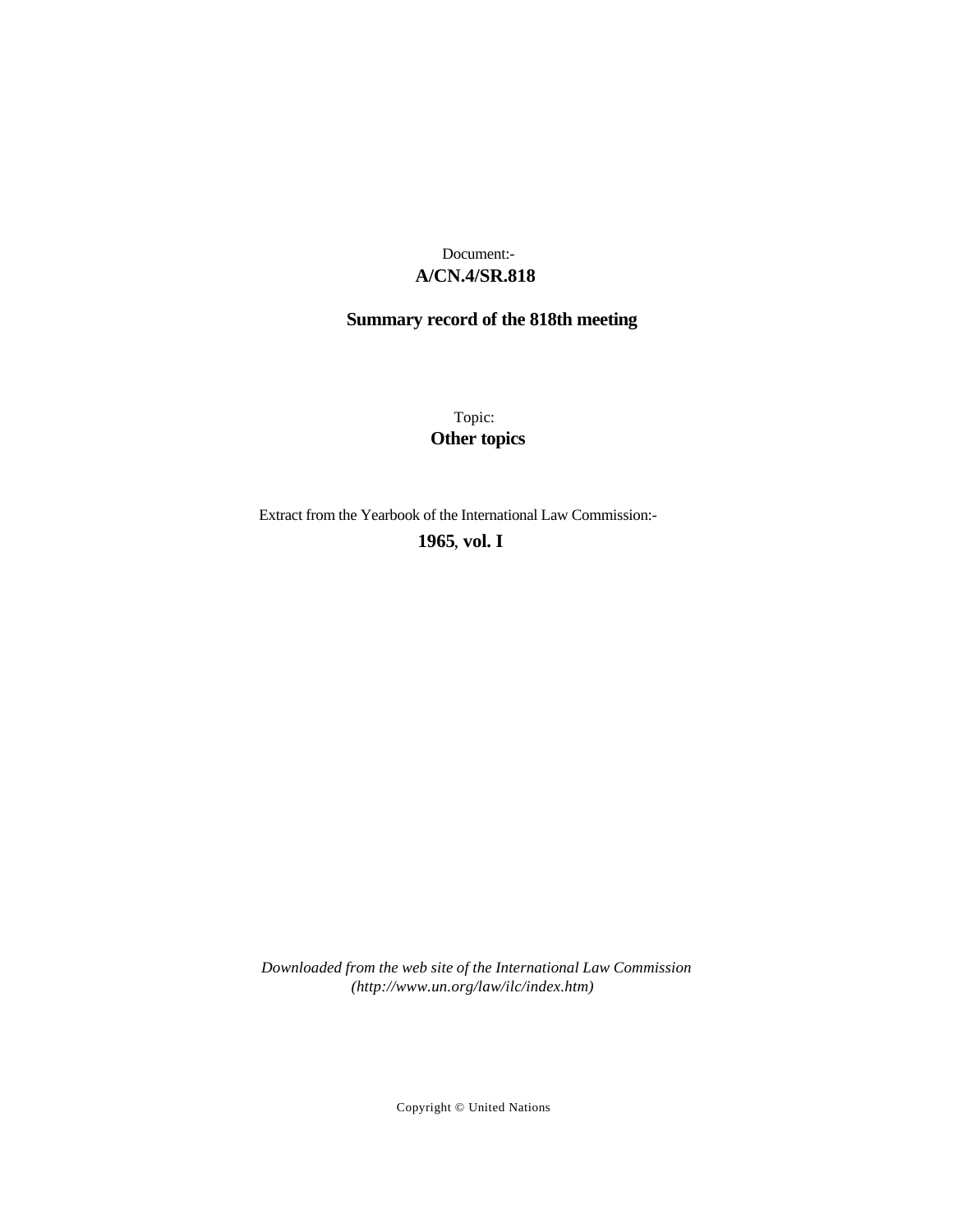Document:-

**A/CN.4/SR.818**

**Summary record of the 818th meeting**

Topic:

**Other topics**

Extract from the Yearbook of the International Law Commission:-

**1965, vol. I**

*Downloaded from the web site of the International Law Commission (http://www.un.org/law/ilc/index.htm)*

Copyright © United Nations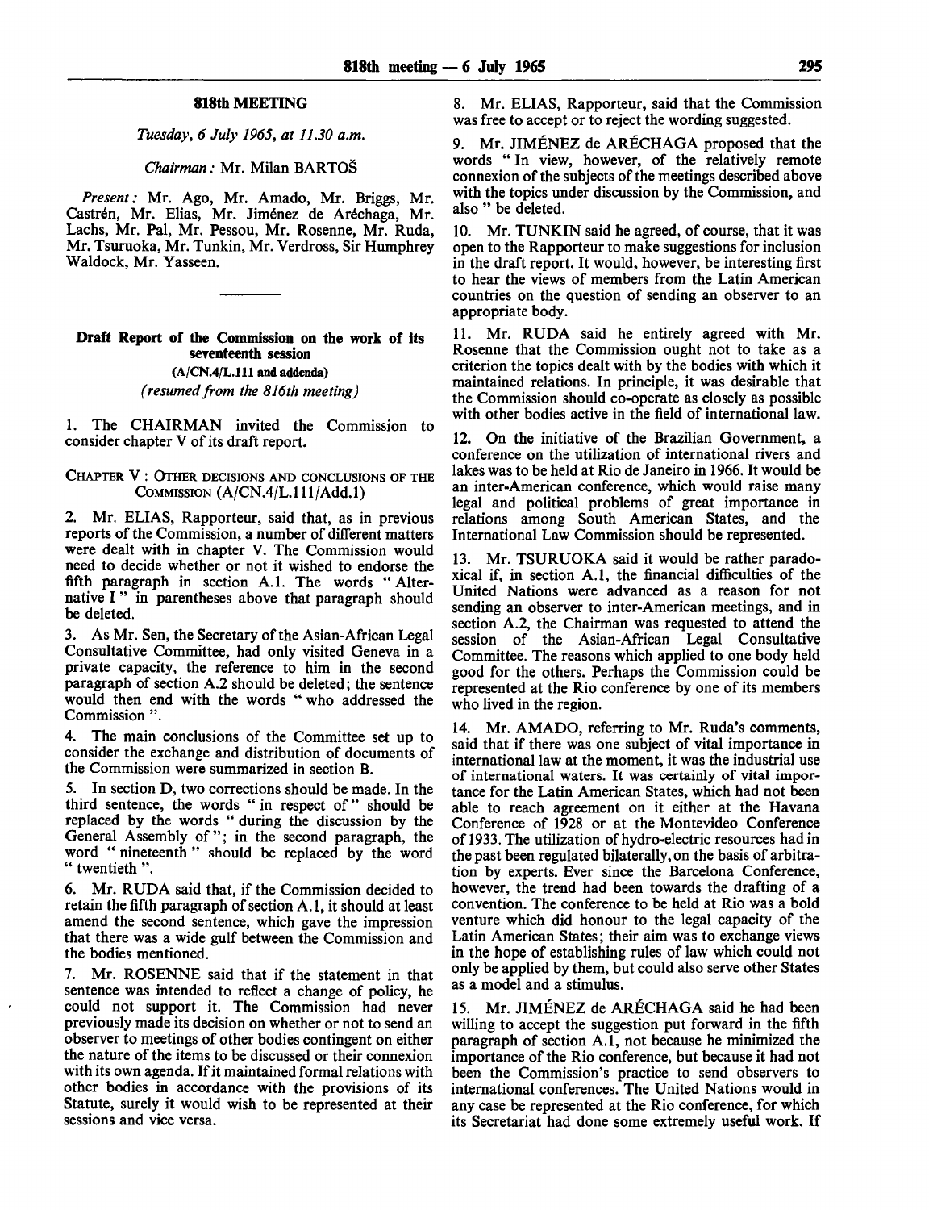## 818th MEETING

*Tuesday, 6 July 1965, at 11.30 a.m.*

*Chairman:* Mr. Milan BARTOŠ

*Present:* Mr. Ago, Mr. Amado, Mr. Briggs, Mr. Castrén, Mr. Elias, Mr. Jiménez de Aréchaga, Mr. Lachs, Mr. Pal, Mr. Pessou, Mr. Rosenne, Mr. Ruda, Mr. Tsuruoka, Mr. Tunkin, Mr. Verdross, Sir Humphrey Waldock, Mr. Yasseen.

---

### Draft Report of the Commission on the work of its seventeenth session (A/CN.4/L.111 and addenda)

*(resumed from the 816th meeting)*

1. The CHAIRMAN invited the Commission to consider chapter V of its draft report.

#### CHAPTER V: OTHER DECISIONS AND CONCLUSIONS OF THE COMMISSION (A/CN.4/L.111/Add.1)

2. Mr. ELIAS, Rapporteur, said that, as in previous reports of the Commission, a number of different matters were dealt with in chapter V. The Commission would need to decide whether or not it wished to endorse the fifth paragraph in section A.1. The words "Alternative I" in parentheses above that paragraph should be deleted.

3. As Mr. Sen, the Secretary of the Asian-African Legal Consultative Committee, had only visited Geneva in a private capacity, the reference to him in the second paragraph of section A.2 should be deleted; the sentence would then end with the words "who addressed the Commission".

4. The main conclusions of the Committee set up to consider the exchange and distribution of documents of the Commission were summarized in section B.

5. In section D, two corrections should be made. In the third sentence, the words "in respect of" should be replaced by the words "during the discussion by the General Assembly of"; in the second paragraph, the word "nineteenth" should be replaced by the word "twentieth".

6. Mr. RUDA said that, if the Commission decided to retain the fifth paragraph of section A.1, it should at least amend the second sentence, which gave the impression that there was a wide gulf between the Commission and the bodies mentioned.

7. Mr. ROSENNE said that if the statement in that sentence was intended to reflect a change of policy, he could not support it. The Commission had never previously made its decision on whether or not to send an observer to meetings of other bodies contingent on either the nature of the items to be discussed or their connexion with its own agenda. If it maintained formal relations with other bodies in accordance with the provisions of its Statute, surely it would wish to be represented at their sessions and vice versa.

8. Mr. ELIAS, Rapporteur, said that the Commission was free to accept or to reject the wording suggested.

9. Mr. JIMÉNEZ de ARÉCHAGA proposed that the words "In view, however, of the relatively remote connexion of the subjects of the meetings described above with the topics under discussion by the Commission, and also" be deleted.

10. Mr. TUNKIN said he agreed, of course, that it was open to the Rapporteur to make suggestions for inclusion in the draft report. It would, however, be interesting first to hear the views of members from the Latin American countries on the question of sending an observer to an appropriate body.

11. Mr. RUDA said he entirely agreed with Mr. Rosenne that the Commission ought not to take as a criterion the topics dealt with by the bodies with which it maintained relations. In principle, it was desirable that the Commission should co-operate as closely as possible with other bodies active in the field of international law.

12. On the initiative of the Brazilian Government, a conference on the utilization of international rivers and lakes was to be held at Rio de Janeiro in 1966. It would be an inter-American conference, which would raise many legal and political problems of great importance in relations among South American States, and the International Law Commission should be represented.

13. Mr. TSURUOKA said it would be rather paradoxical if, in section A.1, the financial difficulties of the United Nations were advanced as a reason for not sending an observer to inter-American meetings, and in section A.2, the Chairman was requested to attend the session of the Asian-African Legal Consultative Committee. The reasons which applied to one body held good for the others. Perhaps the Commission could be represented at the Rio conference by one of its members who lived in the region.

14. Mr. AMADO, referring to Mr. Ruda's comments, said that if there was one subject of vital importance in international law at the moment, it was the industrial use of international waters. It was certainly of vital importance for the Latin American States, which had not been able to reach agreement on it either at the Havana Conference of 1928 or at the Montevideo Conference of 1933. The utilization of hydro-electric resources had in the past been regulated bilaterally, on the basis of arbitration by experts. Ever since the Barcelona Conference, however, the trend had been towards the drafting of a convention. The conference to be held at Rio was a bold venture which did honour to the legal capacity of the Latin American States; their aim was to exchange views in the hope of establishing rules of law which could not only be applied by them, but could also serve other States as a model and a stimulus.

15. Mr. JIMÉNEZ de ARÉCHAGA said he had been willing to accept the suggestion put forward in the fifth paragraph of section A.1, not because he minimized the importance of the Rio conference, but because it had not been the Commission's practice to send observers to international conferences. The United Nations would in any case be represented at the Rio conference, for which its Secretariat had done some extremely useful work. If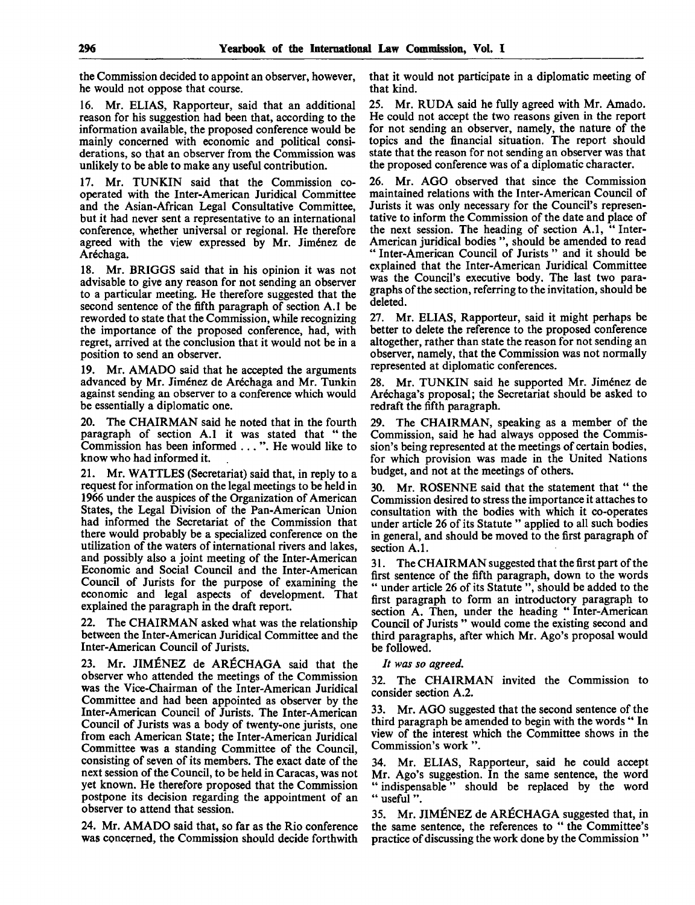the Commission decided to appoint an observer, however, he would not oppose that course.

16. Mr. ELIAS, Rapporteur, said that an additional reason for his suggestion had been that, according to the information available, the proposed conference would be mainly concerned with economic and political considerations, so that an observer from the Commission was unlikely to be able to make any useful contribution.

17. Mr. TUNKIN said that the Commission co-operated with the Inter-American Juridical Committee and the Asian-African Legal Consultative Committee, but it had never sent a representative to an international conference, whether universal or regional. He therefore agreed with the view expressed by Mr. Jiménez de Aréchaga.

18. Mr. BRIGGS said that in his opinion it was not advisable to give any reason for not sending an observer to a particular meeting. He therefore suggested that the second sentence of the fifth paragraph of section A.1 be reworded to state that the Commission, while recognizing the importance of the proposed conference, had, with regret, arrived at the conclusion that it would not be in a position to send an observer.

19. Mr. AMADO said that he accepted the arguments advanced by Mr. Jiménez de Aréchaga and Mr. Tunkin against sending an observer to a conference which would be essentially a diplomatic one.

20. The CHAIRMAN said he noted that in the fourth paragraph of section A.1 it was stated that " the Commission has been informed . . . ". He would like to know who had informed it.

21. Mr. WATTLES (Secretariat) said that, in reply to a request for information on the legal meetings to be held in 1966 under the auspices of the Organization of American States, the Legal Division of the Pan-American Union had informed the Secretariat of the Commission that there would probably be a specialized conference on the utilization of the waters of international rivers and lakes, and possibly also a joint meeting of the Inter-American Economic and Social Council and the Inter-American Council of Jurists for the purpose of examining the economic and legal aspects of development. That explained the paragraph in the draft report.

22. The CHAIRMAN asked what was the relationship between the Inter-American Juridical Committee and the Inter-American Council of Jurists.

23. Mr. JIMÉNEZ de ARÉCHAGA said that the observer who attended the meetings of the Commission was the Vice-Chairman of the Inter-American Juridical Committee and had been appointed as observer by the Inter-American Council of Jurists. The Inter-American Council of Jurists was a body of twenty-one jurists, one from each American State; the Inter-American Juridical Committee was a standing Committee of the Council, consisting of seven of its members. The exact date of the next session of the Council, to be held in Caracas, was not yet known. He therefore proposed that the Commission postpone its decision regarding the appointment of an observer to attend that session.

24. Mr. AMADO said that, so far as the Rio conference was concerned, the Commission should decide forthwith that it would not participate in a diplomatic meeting of that kind.

25. Mr. RUDA said he fully agreed with Mr. Amado. He could not accept the two reasons given in the report for not sending an observer, namely, the nature of the topics and the financial situation. The report should state that the reason for not sending an observer was that the proposed conference was of a diplomatic character.

26. Mr. AGO observed that since the Commission maintained relations with the Inter-American Council of Jurists it was only necessary for the Council's representative to inform the Commission of the date and place of the next session. The heading of section A.1, " Inter-American juridical bodies ", should be amended to read " Inter-American Council of Jurists " and it should be explained that the Inter-American Juridical Committee was the Council's executive body. The last two paragraphs of the section, referring to the invitation, should be deleted.

27. Mr. ELIAS, Rapporteur, said it might perhaps be better to delete the reference to the proposed conference altogether, rather than state the reason for not sending an observer, namely, that the Commission was not normally represented at diplomatic conferences.

28. Mr. TUNKIN said he supported Mr. Jiménez de Aréchaga's proposal; the Secretariat should be asked to redraft the fifth paragraph.

29. The CHAIRMAN, speaking as a member of the Commission, said he had always opposed the Commission's being represented at the meetings of certain bodies, for which provision was made in the United Nations budget, and not at the meetings of others.

30. Mr. ROSENNE said that the statement that " the Commission desired to stress the importance it attaches to consultation with the bodies with which it co-operates under article 26 of its Statute " applied to all such bodies in general, and should be moved to the first paragraph of section A.1.

31. The CHAIRMAN suggested that the first part of the first sentence of the fifth paragraph, down to the words " under article 26 of its Statute ", should be added to the first paragraph to form an introductory paragraph to section A. Then, under the heading " Inter-American Council of Jurists " would come the existing second and third paragraphs, after which Mr. Ago's proposal would be followed.

*It was so agreed.*

32. The CHAIRMAN invited the Commission to consider section A.2.

33. Mr. AGO suggested that the second sentence of the third paragraph be amended to begin with the words " In view of the interest which the Committee shows in the Commission's work ".

34. Mr. ELIAS, Rapporteur, said he could accept Mr. Ago's suggestion. In the same sentence, the word " indispensable " should be replaced by the word " useful ".

35. Mr. JIMÉNEZ de ARÉCHAGA suggested that, in the same sentence, the references to " the Committee's practice of discussing the work done by the Commission "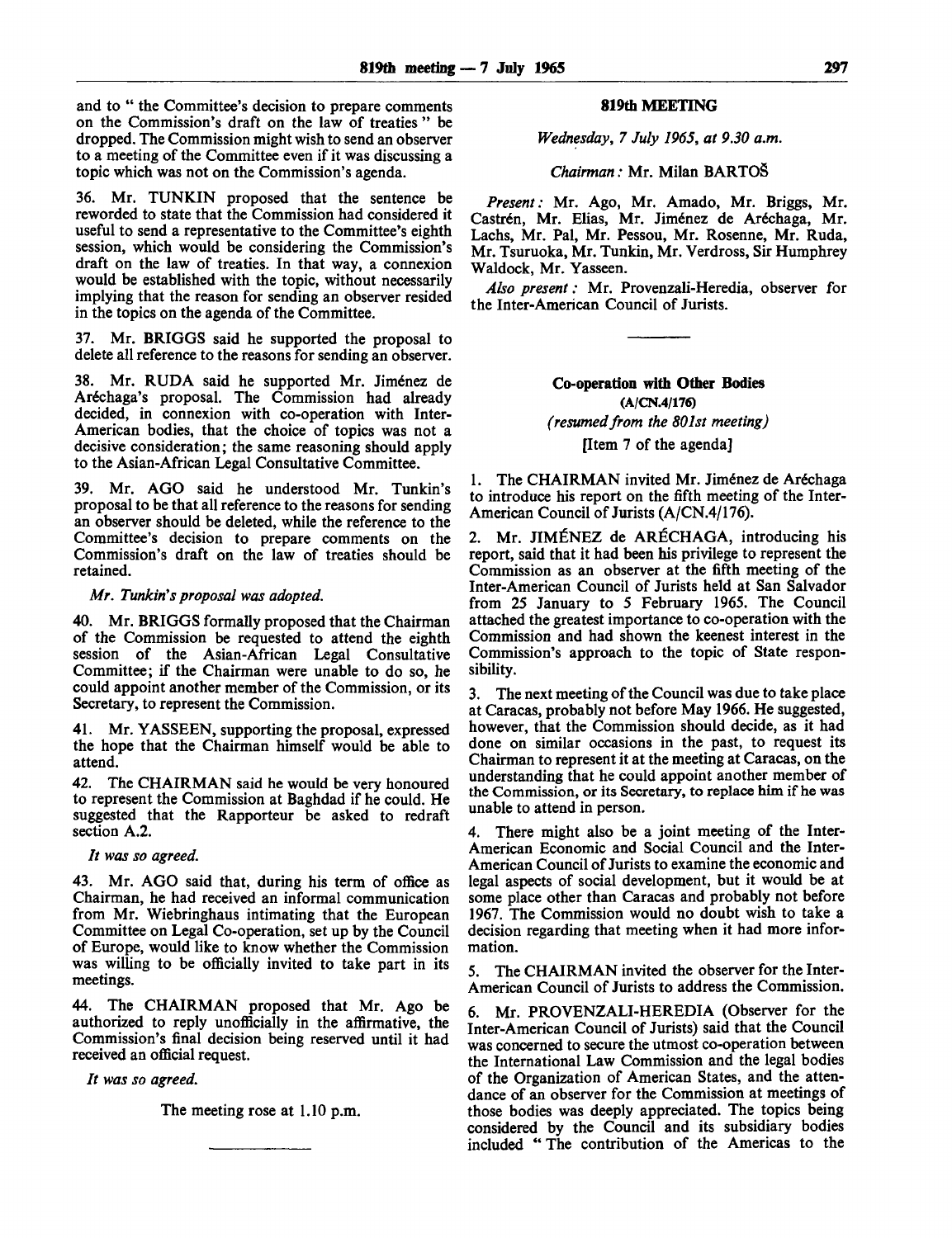and to " the Committee's decision to prepare comments on the Commission's draft on the law of treaties " be dropped. The Commission might wish to send an observer to a meeting of the Committee even if it was discussing a topic which was not on the Commission's agenda.

36. Mr. TUNKIN proposed that the sentence be reworded to state that the Commission had considered it useful to send a representative to the Committee's eighth session, which would be considering the Commission's draft on the law of treaties. In that way, a connexion would be established with the topic, without necessarily implying that the reason for sending an observer resided in the topics on the agenda of the Committee.

37. Mr. BRIGGS said he supported the proposal to delete all reference to the reasons for sending an observer.

38. Mr. RUDA said he supported Mr. Jiménez de Aréchaga's proposal. The Commission had already decided, in connexion with co-operation with Inter-American bodies, that the choice of topics was not a decisive consideration; the same reasoning should apply to the Asian-African Legal Consultative Committee.

39. Mr. AGO said he understood Mr. Tunkin's proposal to be that all reference to the reasons for sending an observer should be deleted, while the reference to the Committee's decision to prepare comments on the Commission's draft on the law of treaties should be retained.

*Mr. Tunkin's proposal was adopted.*

40. Mr. BRIGGS formally proposed that the Chairman of the Commission be requested to attend the eighth session of the Asian-African Legal Consultative Committee; if the Chairman were unable to do so, he could appoint another member of the Commission, or its Secretary, to represent the Commission.

41. Mr. YASSEEN, supporting the proposal, expressed the hope that the Chairman himself would be able to attend.

42. The CHAIRMAN said he would be very honoured to represent the Commission at Baghdad if he could. He suggested that the Rapporteur be asked to redraft section A.2.

*It was so agreed.*

43. Mr. AGO said that, during his term of office as Chairman, he had received an informal communication from Mr. Wiebringhaus intimating that the European Committee on Legal Co-operation, set up by the Council of Europe, would like to know whether the Commission was willing to be officially invited to take part in its meetings.

44. The CHAIRMAN proposed that Mr. Ago be authorized to reply unofficially in the affirmative, the Commission's final decision being reserved until it had received an official request.

*It was so agreed.*

The meeting rose at 1.10 p.m.

## 819th MEETING

*Wednesday, 7 July 1965, at 9.30 a.m.*

*Chairman:* Mr. Milan BARTOŠ

*Present:* Mr. Ago, Mr. Amado, Mr. Briggs, Mr. Castrén, Mr. Elias, Mr. Jiménez de Aréchaga, Mr. Lachs, Mr. Pal, Mr. Pessou, Mr. Rosenne, Mr. Ruda, Mr. Tsuruoka, Mr. Tunkin, Mr. Verdross, Sir Humphrey Waldock, Mr. Yasseen.

*Also present:* Mr. Provenzali-Heredia, observer for the Inter-American Council of Jurists.

### Co-operation with Other Bodies (A/CN.4/176)
*(resumed from the 801st meeting)*
[Item 7 of the agenda]

1. The CHAIRMAN invited Mr. Jiménez de Aréchaga to introduce his report on the fifth meeting of the Inter-American Council of Jurists (A/CN.4/176).

2. Mr. JIMÉNEZ de ARÉCHAGA, introducing his report, said that it had been his privilege to represent the Commission as an observer at the fifth meeting of the Inter-American Council of Jurists held at San Salvador from 25 January to 5 February 1965. The Council attached the greatest importance to co-operation with the Commission and had shown the keenest interest in the Commission's approach to the topic of State responsibility.

3. The next meeting of the Council was due to take place at Caracas, probably not before May 1966. He suggested, however, that the Commission should decide, as it had done on similar occasions in the past, to request its Chairman to represent it at the meeting at Caracas, on the understanding that he could appoint another member of the Commission, or its Secretary, to replace him if he was unable to attend in person.

4. There might also be a joint meeting of the Inter-American Economic and Social Council and the Inter-American Council of Jurists to examine the economic and legal aspects of social development, but it would be at some place other than Caracas and probably not before 1967. The Commission would no doubt wish to take a decision regarding that meeting when it had more information.

5. The CHAIRMAN invited the observer for the Inter-American Council of Jurists to address the Commission.

6. Mr. PROVENZALI-HEREDIA (Observer for the Inter-American Council of Jurists) said that the Council was concerned to secure the utmost co-operation between the International Law Commission and the legal bodies of the Organization of American States, and the attendance of an observer for the Commission at meetings of those bodies was deeply appreciated. The topics being considered by the Council and its subsidiary bodies included " The contribution of the Americas to the